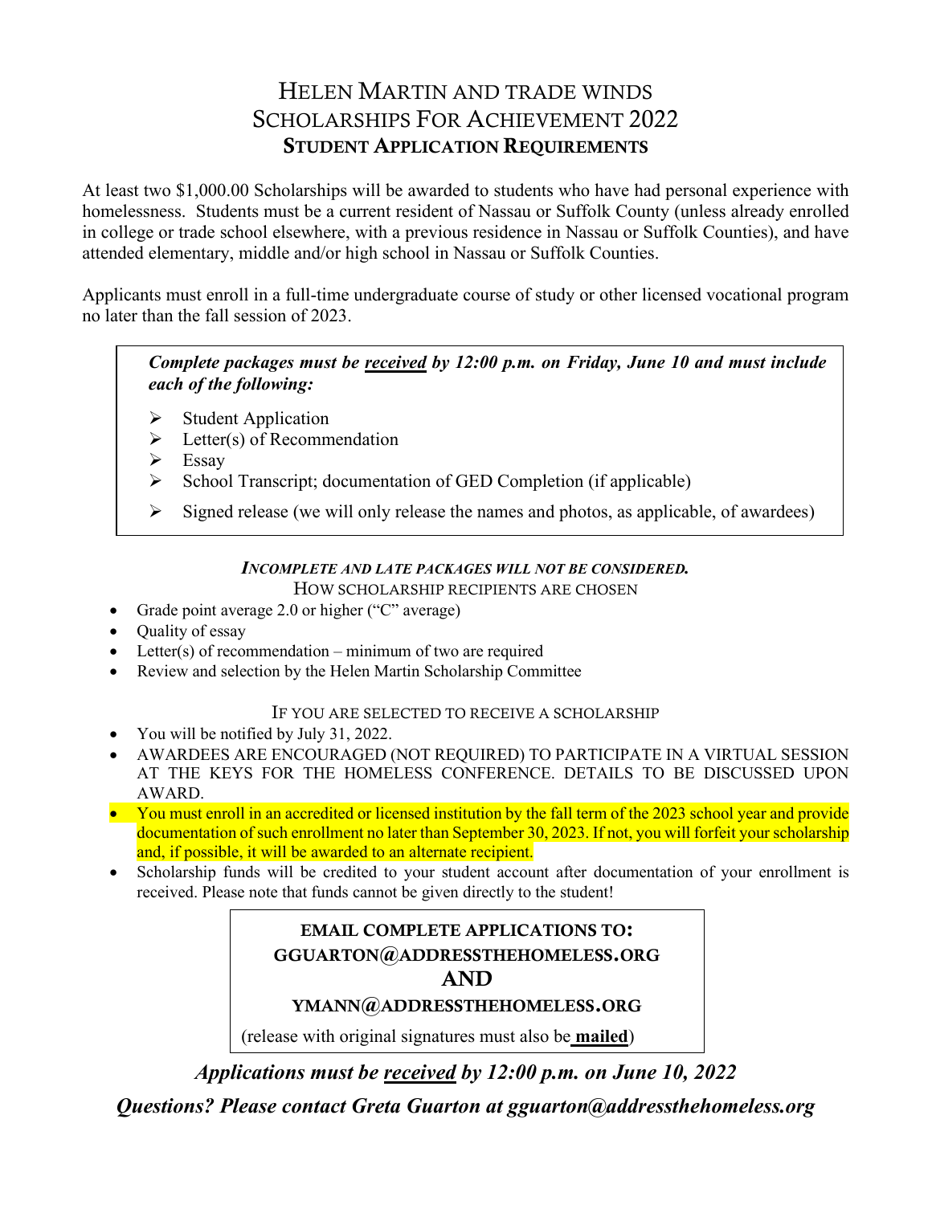# HELEN MARTIN AND TRADE WINDS SCHOLARSHIPS FOR ACHIEVEMENT 2022

## STUDENT APPLICATION REQUIREMENTS

At least two $1,000.00 Scholarships will be awarded to students who have had personal experience with homelessness. Students must be a current resident of Nassau or Suffolk County (unless already enrolled in college or trade school elsewhere, with a previous residence in Nassau or Suffolk Counties), and have attended elementary, middle and/or high school in Nassau or Suffolk Counties.

Applicants must enroll in a full-time undergraduate course of study or other licensed vocational program no later than the fall session of 2023.

***Complete packages must be <u>received</u> by 12:00 p.m. on Friday, June 10 and must include each of the following:***

- Student Application
- Letter(s) of Recommendation
- Essay
- School Transcript; documentation of GED Completion (if applicable)
- Signed release (we will only release the names and photos, as applicable, of awardees)

***INCOMPLETE AND LATE PACKAGES WILL NOT BE CONSIDERED.***

### HOW SCHOLARSHIP RECIPIENTS ARE CHOSEN

- Grade point average 2.0 or higher ("C" average)
- Quality of essay
- Letter(s) of recommendation – minimum of two are required
- Review and selection by the Helen Martin Scholarship Committee

### IF YOU ARE SELECTED TO RECEIVE A SCHOLARSHIP

- You will be notified by July 31, 2022.
- AWARDEES ARE ENCOURAGED (NOT REQUIRED) TO PARTICIPATE IN A VIRTUAL SESSION AT THE KEYS FOR THE HOMELESS CONFERENCE. DETAILS TO BE DISCUSSED UPON AWARD.
- You must enroll in an accredited or licensed institution by the fall term of the 2023 school year and provide documentation of such enrollment no later than September 30, 2023. If not, you will forfeit your scholarship and, if possible, it will be awarded to an alternate recipient.
- Scholarship funds will be credited to your student account after documentation of your enrollment is received. Please note that funds cannot be given directly to the student!

**EMAIL COMPLETE APPLICATIONS TO:**
**GGUARTON@ADDRESSTHEHOMELESS.ORG**
**AND**
**YMANN@ADDRESSTHEHOMELESS.ORG**

(release with original signatures must also be **<u>mailed</u>**)

***Applications must be <u>received</u> by 12:00 p.m. on June 10, 2022***

***Questions? Please contact Greta Guarton at gguarton@addressthehomeless.org***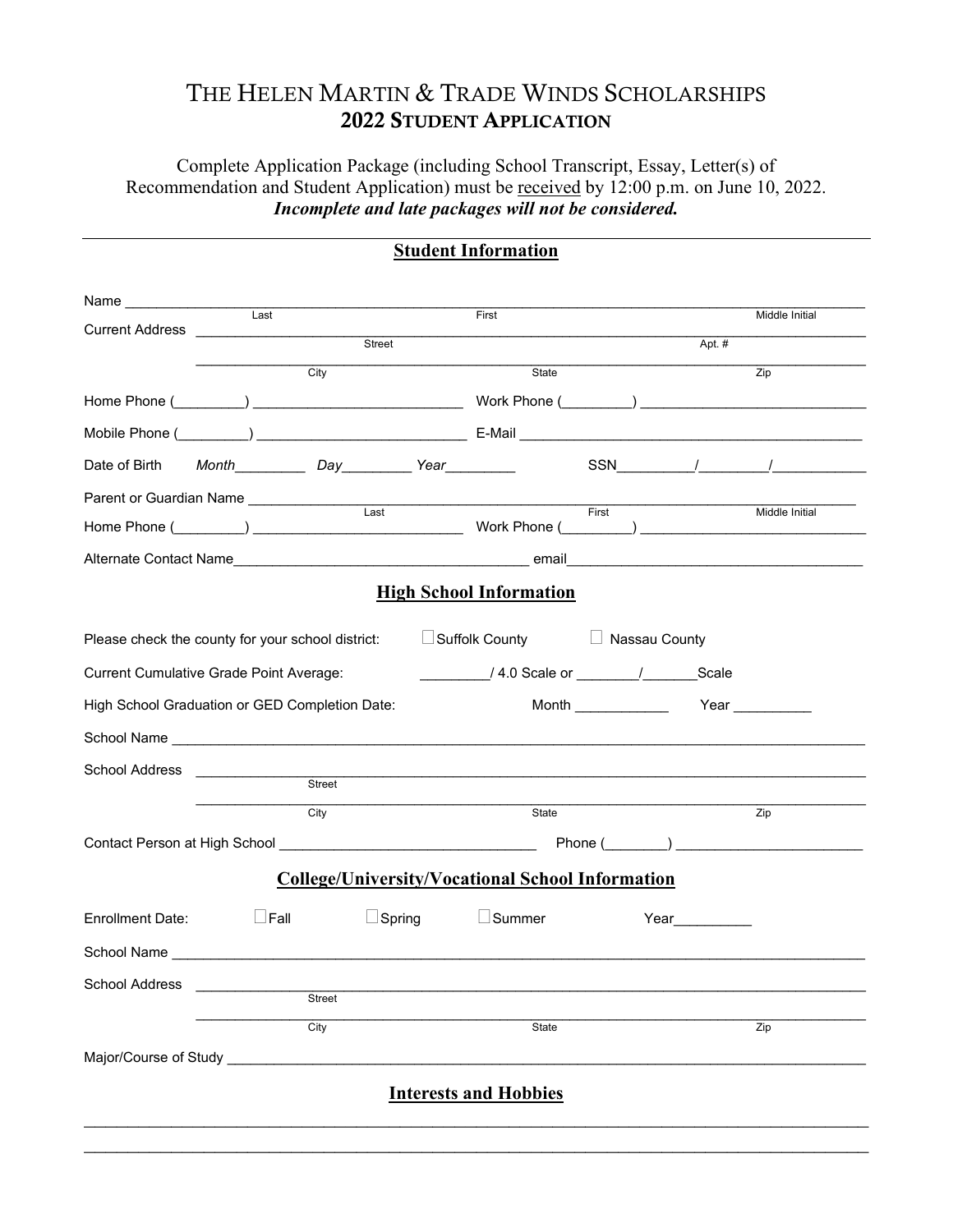# THE HELEN MARTIN & TRADE WINDS SCHOLARSHIPS
## 2022 STUDENT APPLICATION

Complete Application Package (including School Transcript, Essay, Letter(s) of Recommendation and Student Application) must be received by 12:00 p.m. on June 10, 2022.
***Incomplete and late packages will not be considered.***

---

### Student Information

Name ____________________________________________________________
Last First Middle Initial

Current Address ____________________________________________________________
Street Apt. #

____________________________________________________________
City State Zip

Home Phone (_________) __________________________ Work Phone (_________) ____________________________

Mobile Phone (_________) __________________________ E-Mail ____________________________________________

Date of Birth *Month*_________ *Day*_________ *Year*_________ SSN__________/_________/____________

Parent or Guardian Name ____________________________________________________________
Last First Middle Initial

Home Phone (_________) __________________________ Work Phone (_________) ____________________________

Alternate Contact Name____________________________________ email____________________________________

### High School Information

Please check the county for your school district: ☐ Suffolk County ☐ Nassau County

Current Cumulative Grade Point Average: _________/ 4.0 Scale or ________/_______Scale

High School Graduation or GED Completion Date: Month ____________ Year __________

School Name ____________________________________________________________

School Address ____________________________________________________________
Street

____________________________________________________________
City State Zip

Contact Person at High School ________________________________ Phone (________) ________________________

### College/University/Vocational School Information

Enrollment Date: ☐ Fall ☐ Spring ☐ Summer Year__________

School Name ____________________________________________________________

School Address ____________________________________________________________
Street

____________________________________________________________
City State Zip

Major/Course of Study ____________________________________________________________

### Interests and Hobbies

____________________________________________________________

____________________________________________________________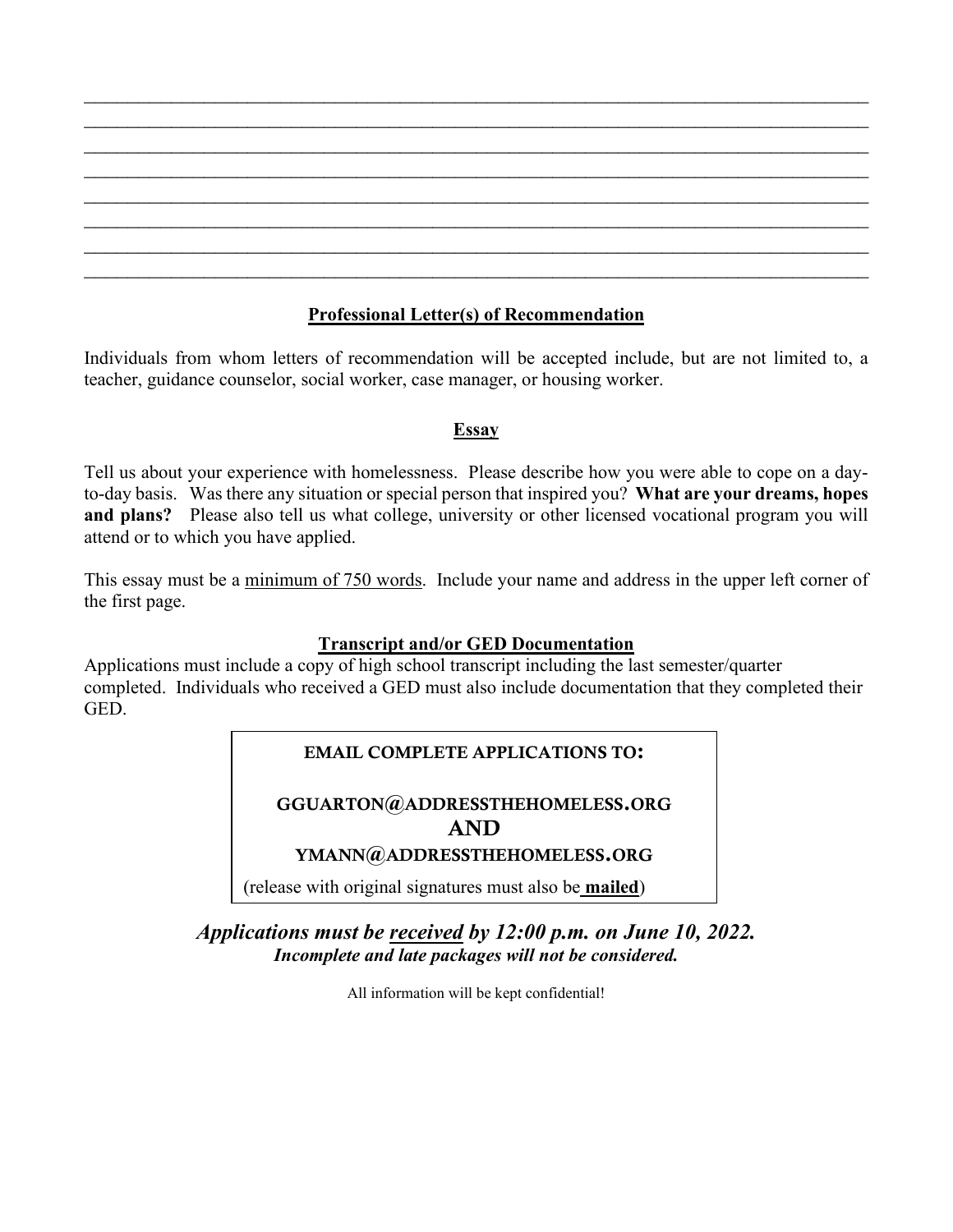\_\_\_\_\_\_\_\_\_\_\_\_\_\_\_\_\_\_\_\_\_\_\_\_\_\_\_\_\_\_\_\_\_\_\_\_\_\_\_\_\_\_\_\_\_\_\_\_\_\_\_\_\_\_\_\_\_\_\_\_\_\_\_\_\_\_\_\_\_\_\_\_\_\_\_\_\_\_

\_\_\_\_\_\_\_\_\_\_\_\_\_\_\_\_\_\_\_\_\_\_\_\_\_\_\_\_\_\_\_\_\_\_\_\_\_\_\_\_\_\_\_\_\_\_\_\_\_\_\_\_\_\_\_\_\_\_\_\_\_\_\_\_\_\_\_\_\_\_\_\_\_\_\_\_\_\_

\_\_\_\_\_\_\_\_\_\_\_\_\_\_\_\_\_\_\_\_\_\_\_\_\_\_\_\_\_\_\_\_\_\_\_\_\_\_\_\_\_\_\_\_\_\_\_\_\_\_\_\_\_\_\_\_\_\_\_\_\_\_\_\_\_\_\_\_\_\_\_\_\_\_\_\_\_\_

\_\_\_\_\_\_\_\_\_\_\_\_\_\_\_\_\_\_\_\_\_\_\_\_\_\_\_\_\_\_\_\_\_\_\_\_\_\_\_\_\_\_\_\_\_\_\_\_\_\_\_\_\_\_\_\_\_\_\_\_\_\_\_\_\_\_\_\_\_\_\_\_\_\_\_\_\_\_

\_\_\_\_\_\_\_\_\_\_\_\_\_\_\_\_\_\_\_\_\_\_\_\_\_\_\_\_\_\_\_\_\_\_\_\_\_\_\_\_\_\_\_\_\_\_\_\_\_\_\_\_\_\_\_\_\_\_\_\_\_\_\_\_\_\_\_\_\_\_\_\_\_\_\_\_\_\_

\_\_\_\_\_\_\_\_\_\_\_\_\_\_\_\_\_\_\_\_\_\_\_\_\_\_\_\_\_\_\_\_\_\_\_\_\_\_\_\_\_\_\_\_\_\_\_\_\_\_\_\_\_\_\_\_\_\_\_\_\_\_\_\_\_\_\_\_\_\_\_\_\_\_\_\_\_\_

\_\_\_\_\_\_\_\_\_\_\_\_\_\_\_\_\_\_\_\_\_\_\_\_\_\_\_\_\_\_\_\_\_\_\_\_\_\_\_\_\_\_\_\_\_\_\_\_\_\_\_\_\_\_\_\_\_\_\_\_\_\_\_\_\_\_\_\_\_\_\_\_\_\_\_\_\_\_

\_\_\_\_\_\_\_\_\_\_\_\_\_\_\_\_\_\_\_\_\_\_\_\_\_\_\_\_\_\_\_\_\_\_\_\_\_\_\_\_\_\_\_\_\_\_\_\_\_\_\_\_\_\_\_\_\_\_\_\_\_\_\_\_\_\_\_\_\_\_\_\_\_\_\_\_\_\_

## Professional Letter(s) of Recommendation

Individuals from whom letters of recommendation will be accepted include, but are not limited to, a teacher, guidance counselor, social worker, case manager, or housing worker.

## Essay

Tell us about your experience with homelessness. Please describe how you were able to cope on a day-to-day basis. Was there any situation or special person that inspired you? **What are your dreams, hopes and plans?** Please also tell us what college, university or other licensed vocational program you will attend or to which you have applied.

This essay must be a minimum of 750 words. Include your name and address in the upper left corner of the first page.

## Transcript and/or GED Documentation

Applications must include a copy of high school transcript including the last semester/quarter completed. Individuals who received a GED must also include documentation that they completed their GED.

**EMAIL COMPLETE APPLICATIONS TO:**

**GGUARTON@ADDRESSTHEHOMELESS.ORG**
**AND**
**YMANN@ADDRESSTHEHOMELESS.ORG**

(release with original signatures must also be **mailed**)

***Applications must be received by 12:00 p.m. on June 10, 2022.***
***Incomplete and late packages will not be considered.***

All information will be kept confidential!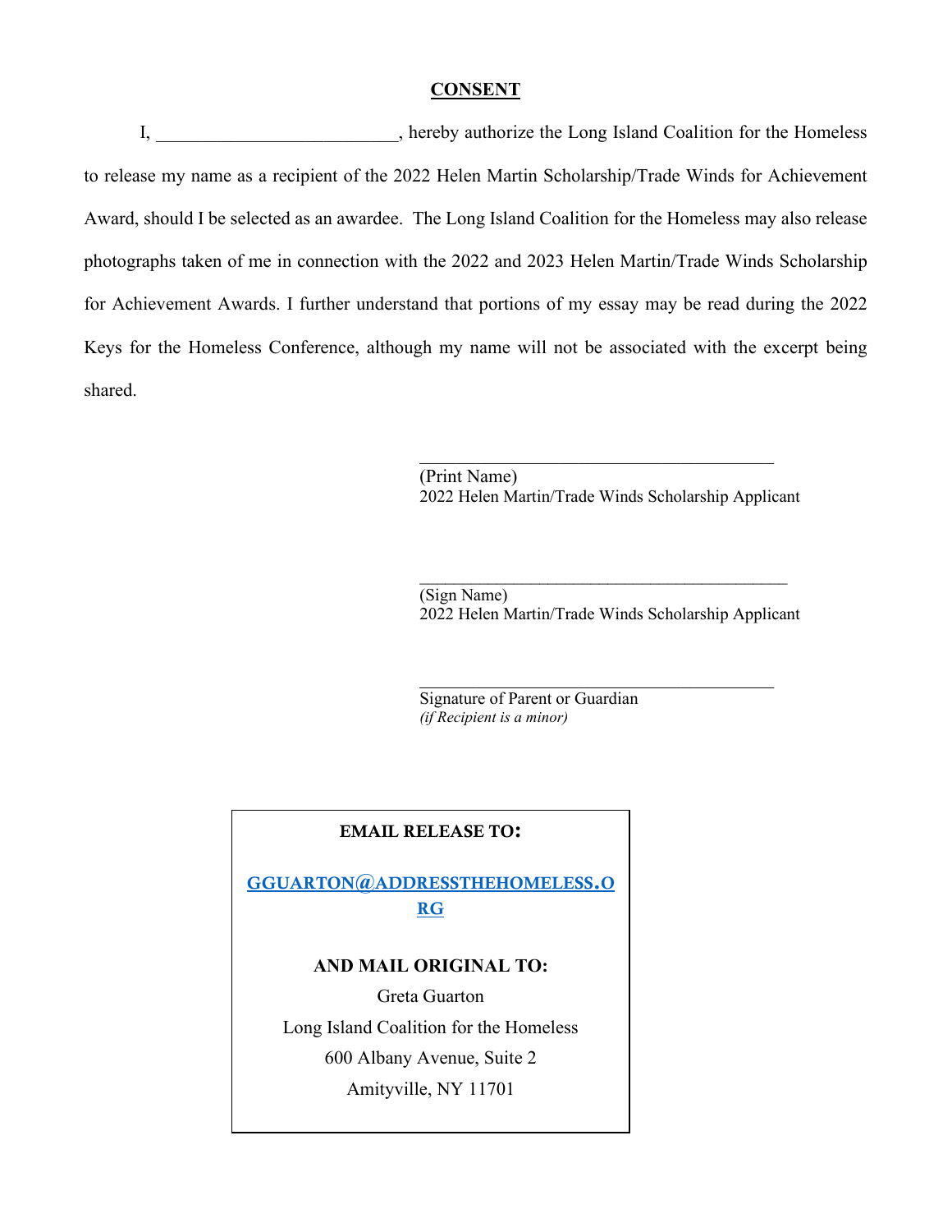## **CONSENT**

I, \_\_\_\_\_\_\_\_\_\_\_\_\_\_\_\_\_\_\_\_\_\_\_\_\_\_, hereby authorize the Long Island Coalition for the Homeless to release my name as a recipient of the 2022 Helen Martin Scholarship/Trade Winds for Achievement Award, should I be selected as an awardee. The Long Island Coalition for the Homeless may also release photographs taken of me in connection with the 2022 and 2023 Helen Martin/Trade Winds Scholarship for Achievement Awards. I further understand that portions of my essay may be read during the 2022 Keys for the Homeless Conference, although my name will not be associated with the excerpt being shared.

\_\_\_\_\_\_\_\_\_\_\_\_\_\_\_\_\_\_\_\_\_\_\_\_\_\_\_\_\_\_\_\_\_\_\_\_\_\_\_\_\_\_
(Print Name)
2022 Helen Martin/Trade Winds Scholarship Applicant

\_\_\_\_\_\_\_\_\_\_\_\_\_\_\_\_\_\_\_\_\_\_\_\_\_\_\_\_\_\_\_\_\_\_\_\_\_\_\_\_\_\_
(Sign Name)
2022 Helen Martin/Trade Winds Scholarship Applicant

\_\_\_\_\_\_\_\_\_\_\_\_\_\_\_\_\_\_\_\_\_\_\_\_\_\_\_\_\_\_\_\_\_\_\_\_\_\_\_\_\_\_
Signature of Parent or Guardian
*(if Recipient is a minor)*

**EMAIL RELEASE TO:**

GGUARTON@ADDRESSTHEHOMELESS.ORG

**AND MAIL ORIGINAL TO:**

Greta Guarton
Long Island Coalition for the Homeless
600 Albany Avenue, Suite 2
Amityville, NY 11701